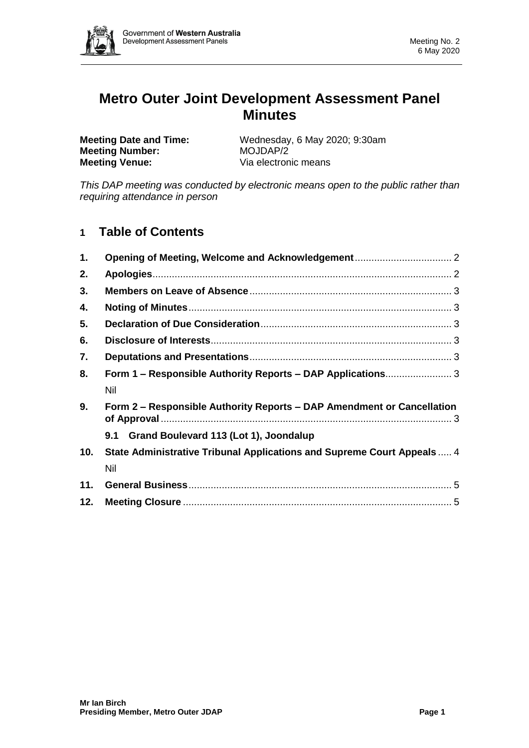# Metro Outer Joint Development Assessment Panel Minutes

**Meeting Date and Time:** Wednesday, 6 May 2020; 9:30am
**Meeting Number:** MOJDAP/2
**Meeting Venue:** Via electronic means

*This DAP meeting was conducted by electronic means open to the public rather than requiring attendance in person*

## 1 Table of Contents

1. **Opening of Meeting, Welcome and Acknowledgement** .................................. 2
2. **Apologies** .......................................................................................................... 2
3. **Members on Leave of Absence** ........................................................................ 3
4. **Noting of Minutes** .............................................................................................. 3
5. **Declaration of Due Consideration** .................................................................... 3
6. **Disclosure of Interests** ...................................................................................... 3
7. **Deputations and Presentations** ........................................................................ 3
8. **Form 1 – Responsible Authority Reports – DAP Applications** ....................... 3
   Nil
9. **Form 2 – Responsible Authority Reports – DAP Amendment or Cancellation of Approval** ........................................................................................................ 3
   **9.1 Grand Boulevard 113 (Lot 1), Joondalup**
10. **State Administrative Tribunal Applications and Supreme Court Appeals** ..... 4
    Nil
11. **General Business** .............................................................................................. 5
12. **Meeting Closure** ................................................................................................ 5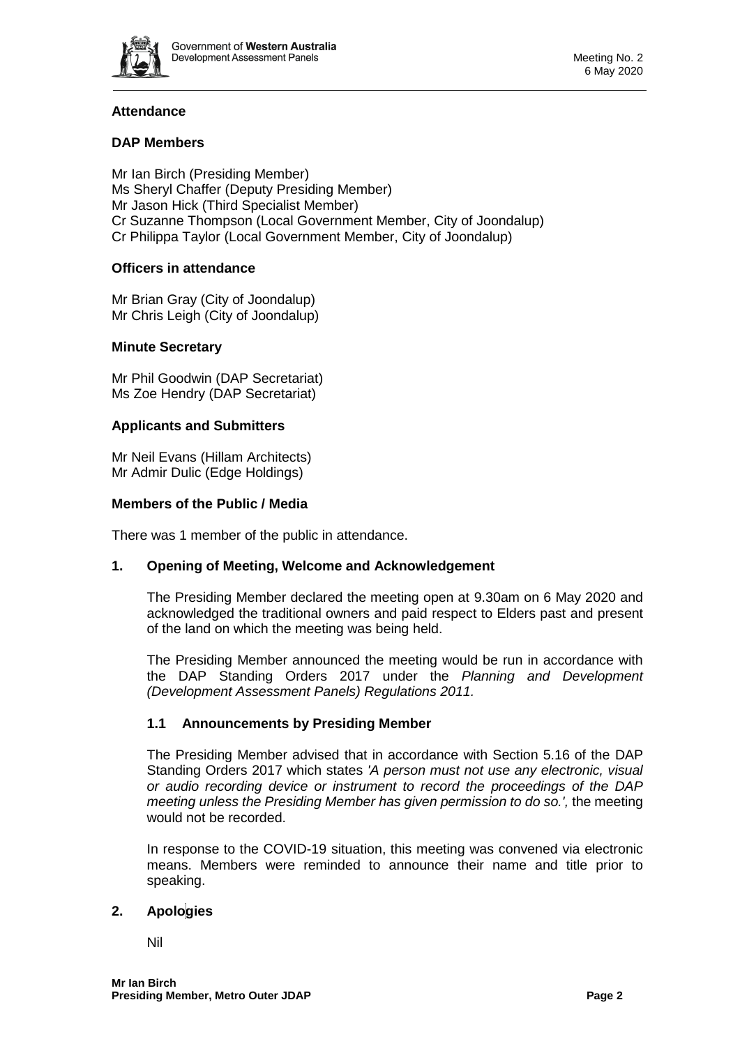**Attendance**

**DAP Members**

Mr Ian Birch (Presiding Member)
Ms Sheryl Chaffer (Deputy Presiding Member)
Mr Jason Hick (Third Specialist Member)
Cr Suzanne Thompson (Local Government Member, City of Joondalup)
Cr Philippa Taylor (Local Government Member, City of Joondalup)

**Officers in attendance**

Mr Brian Gray (City of Joondalup)
Mr Chris Leigh (City of Joondalup)

**Minute Secretary**

Mr Phil Goodwin (DAP Secretariat)
Ms Zoe Hendry (DAP Secretariat)

**Applicants and Submitters**

Mr Neil Evans (Hillam Architects)
Mr Admir Dulic (Edge Holdings)

**Members of the Public / Media**

There was 1 member of the public in attendance.

**1. Opening of Meeting, Welcome and Acknowledgement**

The Presiding Member declared the meeting open at 9.30am on 6 May 2020 and acknowledged the traditional owners and paid respect to Elders past and present of the land on which the meeting was being held.

The Presiding Member announced the meeting would be run in accordance with the DAP Standing Orders 2017 under the *Planning and Development (Development Assessment Panels) Regulations 2011.*

**1.1 Announcements by Presiding Member**

The Presiding Member advised that in accordance with Section 5.16 of the DAP Standing Orders 2017 which states *'A person must not use any electronic, visual or audio recording device or instrument to record the proceedings of the DAP meeting unless the Presiding Member has given permission to do so.',* the meeting would not be recorded.

In response to the COVID-19 situation, this meeting was convened via electronic means. Members were reminded to announce their name and title prior to speaking.

**2. Apologies**

Nil

**Mr Ian Birch**
**Presiding Member, Metro Outer JDAP**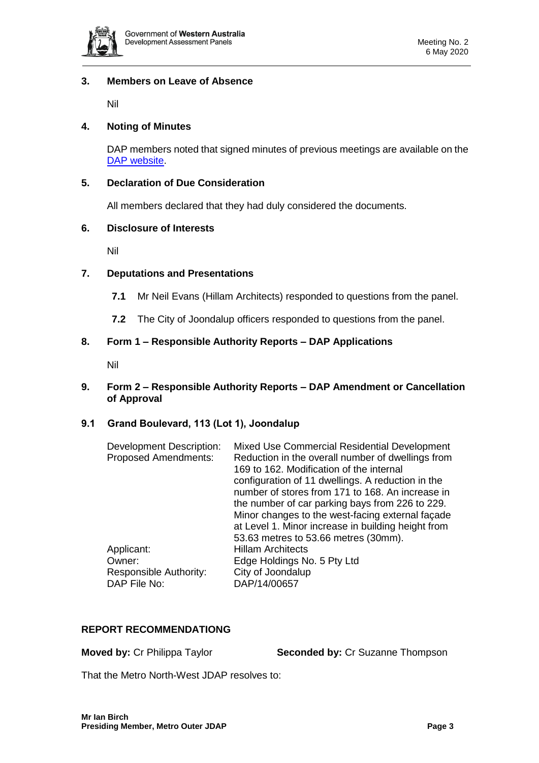### 3. Members on Leave of Absence

Nil

### 4. Noting of Minutes

DAP members noted that signed minutes of previous meetings are available on the DAP website.

### 5. Declaration of Due Consideration

All members declared that they had duly considered the documents.

### 6. Disclosure of Interests

Nil

### 7. Deputations and Presentations

**7.1** Mr Neil Evans (Hillam Architects) responded to questions from the panel.

**7.2** The City of Joondalup officers responded to questions from the panel.

### 8. Form 1 – Responsible Authority Reports – DAP Applications

Nil

### 9. Form 2 – Responsible Authority Reports – DAP Amendment or Cancellation of Approval

### 9.1 Grand Boulevard, 113 (Lot 1), Joondalup

| | |
|---|---|
| Development Description: | Mixed Use Commercial Residential Development |
| Proposed Amendments: | Reduction in the overall number of dwellings from 169 to 162. Modification of the internal configuration of 11 dwellings. A reduction in the number of stores from 171 to 168. An increase in the number of car parking bays from 226 to 229. Minor changes to the west-facing external façade at Level 1. Minor increase in building height from 53.63 metres to 53.66 metres (30mm). |
| Applicant: | Hillam Architects |
| Owner: | Edge Holdings No. 5 Pty Ltd |
| Responsible Authority: | City of Joondalup |
| DAP File No: | DAP/14/00657 |

**REPORT RECOMMENDATIONG**

**Moved by:** Cr Philippa Taylor **Seconded by:** Cr Suzanne Thompson

That the Metro North-West JDAP resolves to: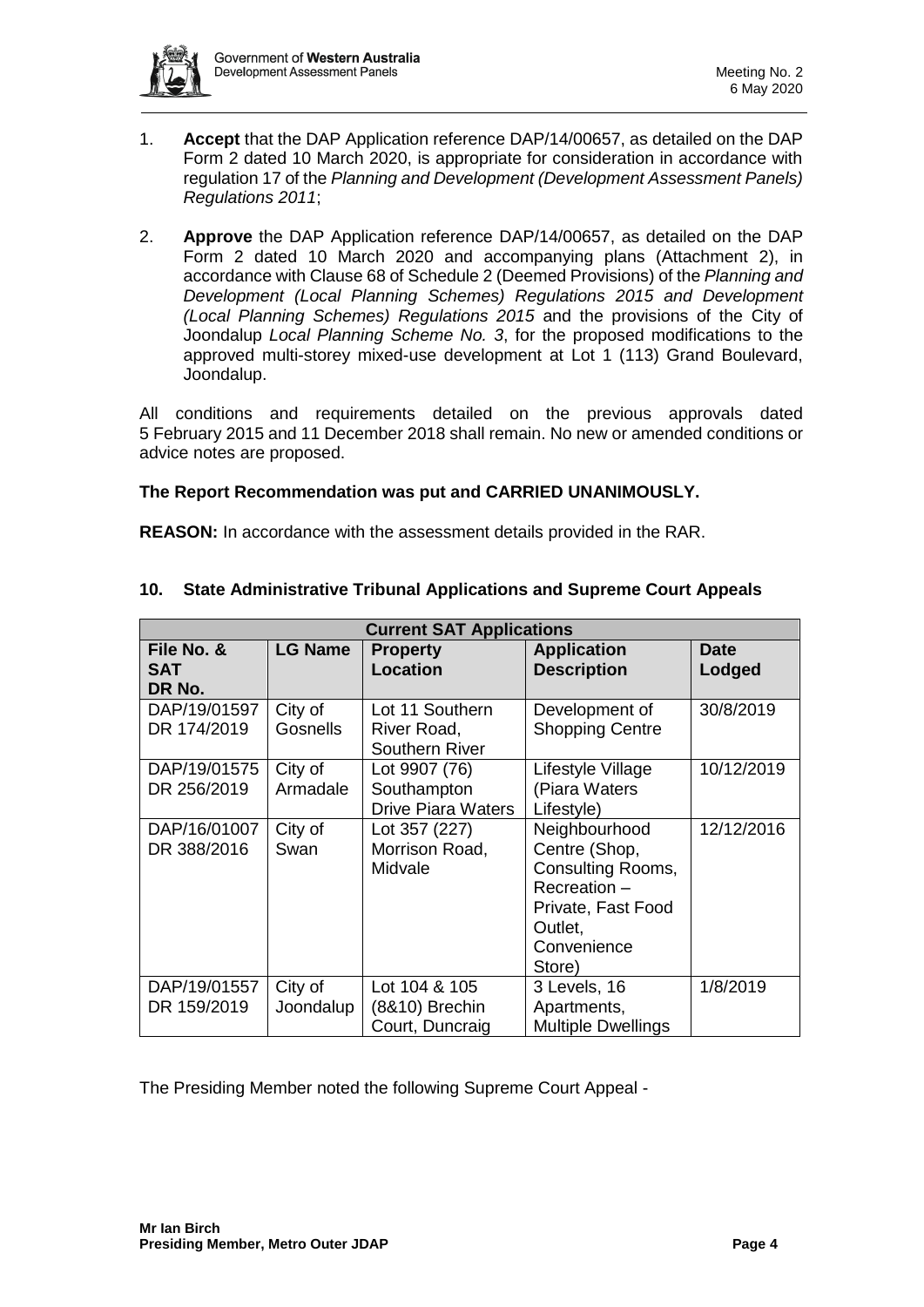1. **Accept** that the DAP Application reference DAP/14/00657, as detailed on the DAP Form 2 dated 10 March 2020, is appropriate for consideration in accordance with regulation 17 of the *Planning and Development (Development Assessment Panels) Regulations 2011*;

2. **Approve** the DAP Application reference DAP/14/00657, as detailed on the DAP Form 2 dated 10 March 2020 and accompanying plans (Attachment 2), in accordance with Clause 68 of Schedule 2 (Deemed Provisions) of the *Planning and Development (Local Planning Schemes) Regulations 2015 and Development (Local Planning Schemes) Regulations 2015* and the provisions of the City of Joondalup *Local Planning Scheme No. 3*, for the proposed modifications to the approved multi-storey mixed-use development at Lot 1 (113) Grand Boulevard, Joondalup.

All conditions and requirements detailed on the previous approvals dated 5 February 2015 and 11 December 2018 shall remain. No new or amended conditions or advice notes are proposed.

**The Report Recommendation was put and CARRIED UNANIMOUSLY.**

**REASON:** In accordance with the assessment details provided in the RAR.

## 10. State Administrative Tribunal Applications and Supreme Court Appeals

| **Current SAT Applications** | | | | |
|---|---|---|---|---|
| **File No. & SAT DR No.** | **LG Name** | **Property Location** | **Application Description** | **Date Lodged** |
| DAP/19/01597 DR 174/2019 | City of Gosnells | Lot 11 Southern River Road, Southern River | Development of Shopping Centre | 30/8/2019 |
| DAP/19/01575 DR 256/2019 | City of Armadale | Lot 9907 (76) Southampton Drive Piara Waters | Lifestyle Village (Piara Waters Lifestyle) | 10/12/2019 |
| DAP/16/01007 DR 388/2016 | City of Swan | Lot 357 (227) Morrison Road, Midvale | Neighbourhood Centre (Shop, Consulting Rooms, Recreation – Private, Fast Food Outlet, Convenience Store) | 12/12/2016 |
| DAP/19/01557 DR 159/2019 | City of Joondalup | Lot 104 & 105 (8&10) Brechin Court, Duncraig | 3 Levels, 16 Apartments, Multiple Dwellings | 1/8/2019 |

The Presiding Member noted the following Supreme Court Appeal -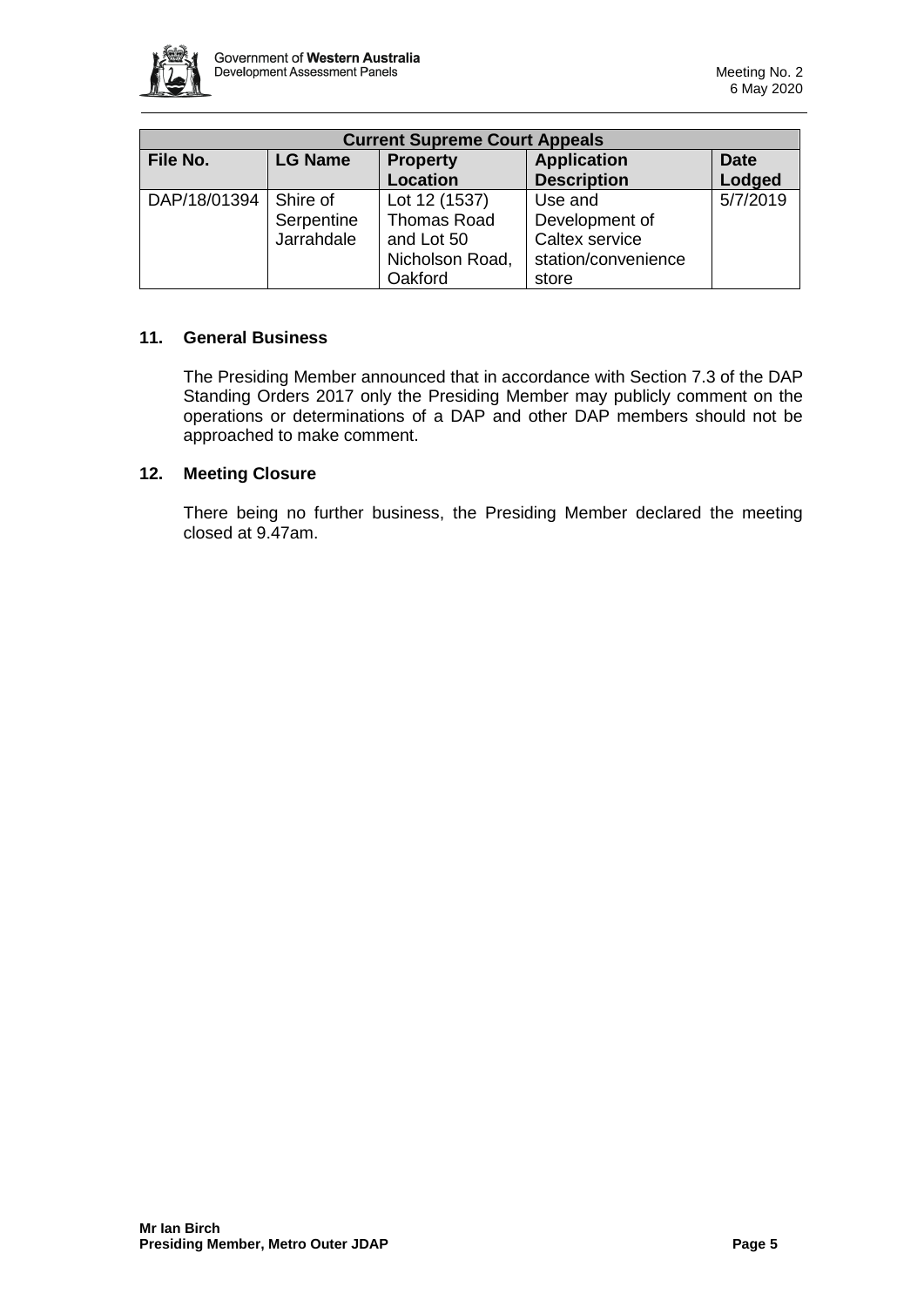| Current Supreme Court Appeals | | | | |
|---|---|---|---|---|
| **File No.** | **LG Name** | **Property Location** | **Application Description** | **Date Lodged** |
| DAP/18/01394 | Shire of Serpentine Jarrahdale | Lot 12 (1537) Thomas Road and Lot 50 Nicholson Road, Oakford | Use and Development of Caltex service station/convenience store | 5/7/2019 |

## 11. General Business

The Presiding Member announced that in accordance with Section 7.3 of the DAP Standing Orders 2017 only the Presiding Member may publicly comment on the operations or determinations of a DAP and other DAP members should not be approached to make comment.

## 12. Meeting Closure

There being no further business, the Presiding Member declared the meeting closed at 9.47am.

**Mr Ian Birch**
**Presiding Member, Metro Outer JDAP**